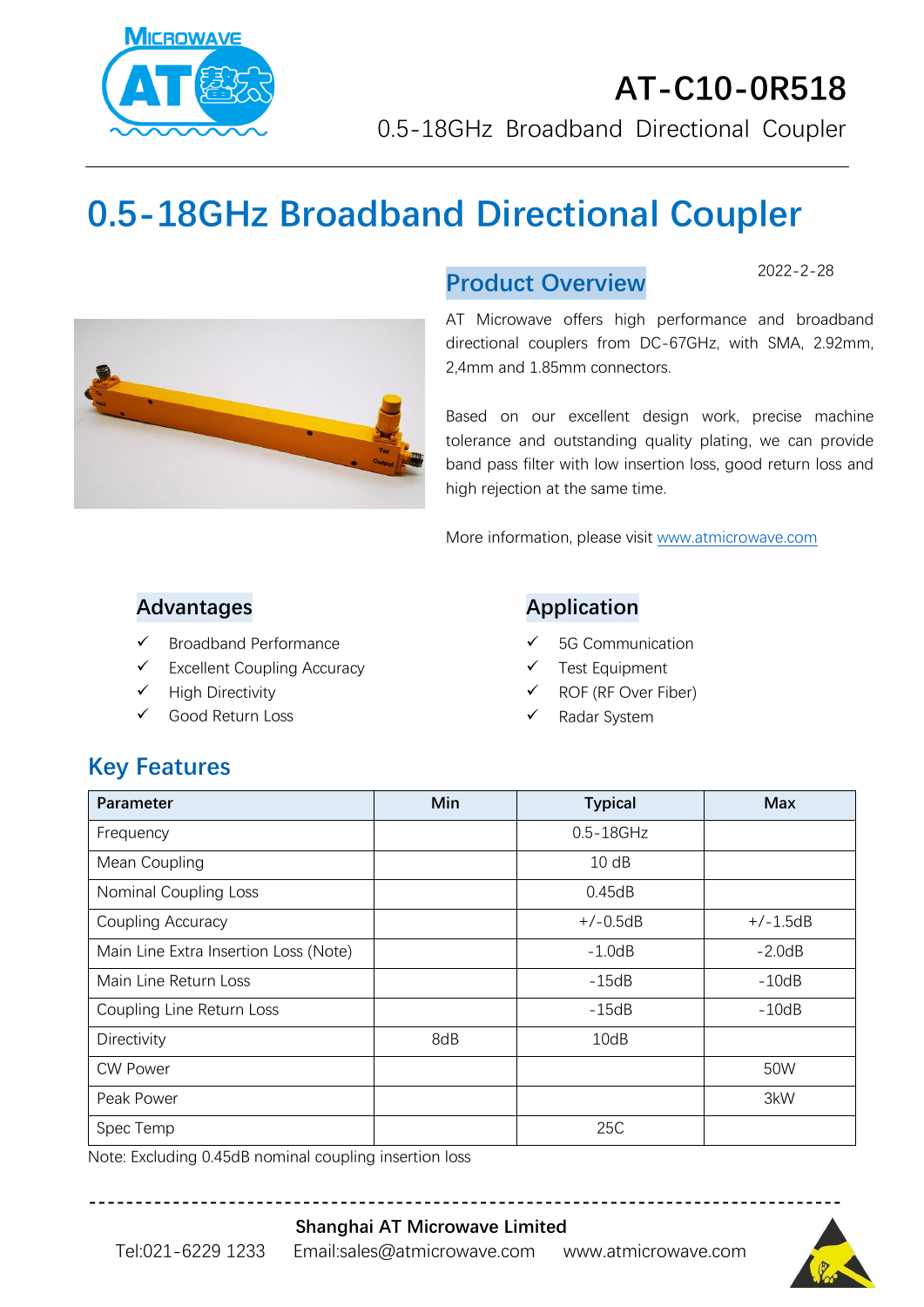# AT-C10-0R518

0.5-18GHz Broadband Directional Coupler

# 0.5-18GHz Broadband Directional Coupler

## Product Overview

2022-2-28

AT Microwave offers high performance and broadband directional couplers from DC-67GHz, with SMA, 2.92mm, 2,4mm and 1.85mm connectors.

Based on our excellent design work, precise machine tolerance and outstanding quality plating, we can provide band pass filter with low insertion loss, good return loss and high rejection at the same time.

More information, please visit www.atmicrowave.com

## Advantages

- ✓ Broadband Performance
- ✓ Excellent Coupling Accuracy
- ✓ High Directivity
- ✓ Good Return Loss

## Application

- ✓ 5G Communication
- ✓ Test Equipment
- ✓ ROF (RF Over Fiber)
- ✓ Radar System

## Key Features

| Parameter | Min | Typical | Max |
|---|---|---|---|
| Frequency | | 0.5-18GHz | |
| Mean Coupling | | 10 dB | |
| Nominal Coupling Loss | | 0.45dB | |
| Coupling Accuracy | | +/-0.5dB | +/-1.5dB |
| Main Line Extra Insertion Loss (Note) | | -1.0dB | -2.0dB |
| Main Line Return Loss | | -15dB | -10dB |
| Coupling Line Return Loss | | -15dB | -10dB |
| Directivity | 8dB | 10dB | |
| CW Power | | | 50W |
| Peak Power | | | 3kW |
| Spec Temp | | 25C | |

Note: Excluding 0.45dB nominal coupling insertion loss

**Shanghai AT Microwave Limited**

Tel:021-6229 1233 Email:sales@atmicrowave.com www.atmicrowave.com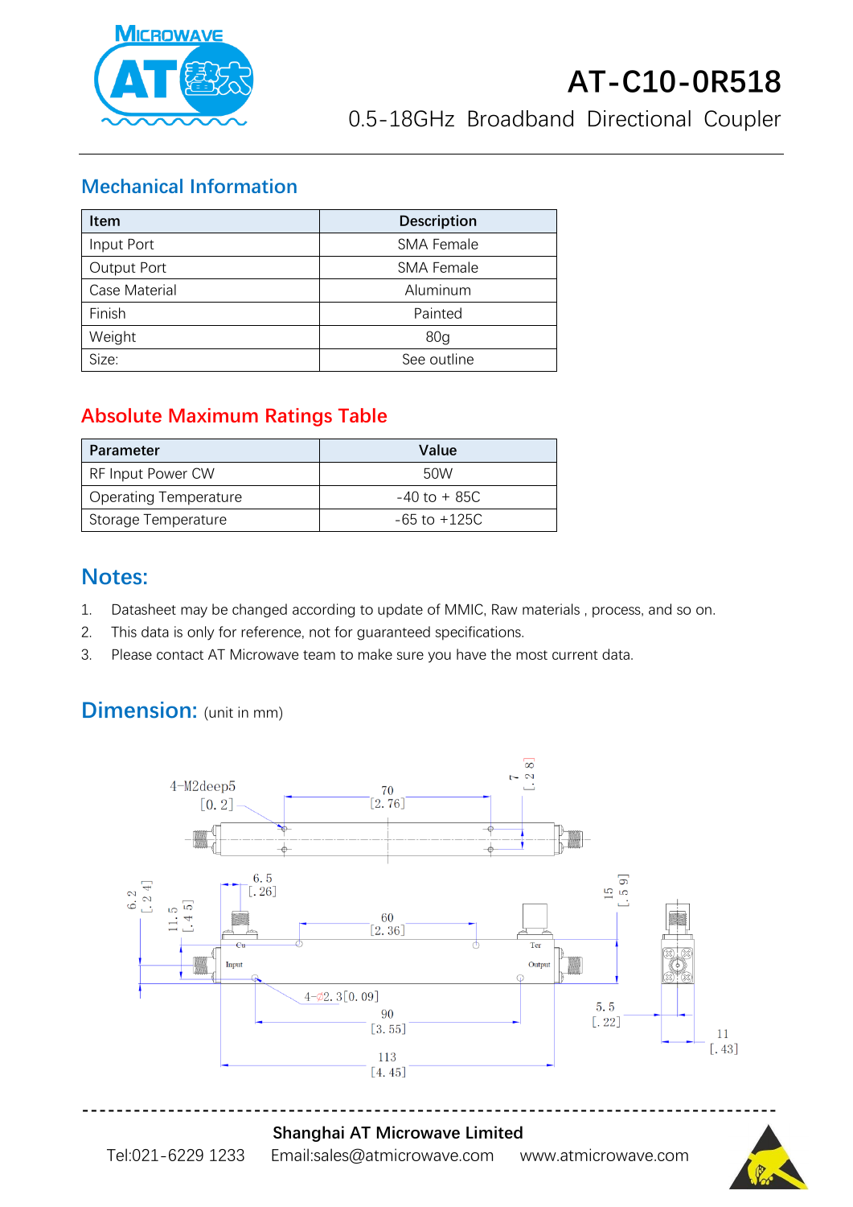# AT-C10-0R518

0.5-18GHz Broadband Directional Coupler

## Mechanical Information

| Item | Description |
|---|---|
| Input Port | SMA Female |
| Output Port | SMA Female |
| Case Material | Aluminum |
| Finish | Painted |
| Weight | 80g |
| Size: | See outline |

## Absolute Maximum Ratings Table

| Parameter | Value |
|---|---|
| RF Input Power CW | 50W |
| Operating Temperature | -40 to + 85C |
| Storage Temperature | -65 to +125C |

## Notes:

1. Datasheet may be changed according to update of MMIC, Raw materials , process, and so on.
2. This data is only for reference, not for guaranteed specifications.
3. Please contact AT Microwave team to make sure you have the most current data.

## Dimension: (unit in mm)

4-M2deep5 [0.2]

70 [2.76]

7 [.28]

6.5 [.26]

6.2 [.24]

11.5 [.45]

60 [2.36]

15 [.59]

Cu

Input

Ter

Output

4-⌀2.3[0.09]

90 [3.55]

5.5 [.22]

11 [.43]

113 [4.45]

**Shanghai AT Microwave Limited**

Tel:021-6229 1233 Email:sales@atmicrowave.com www.atmicrowave.com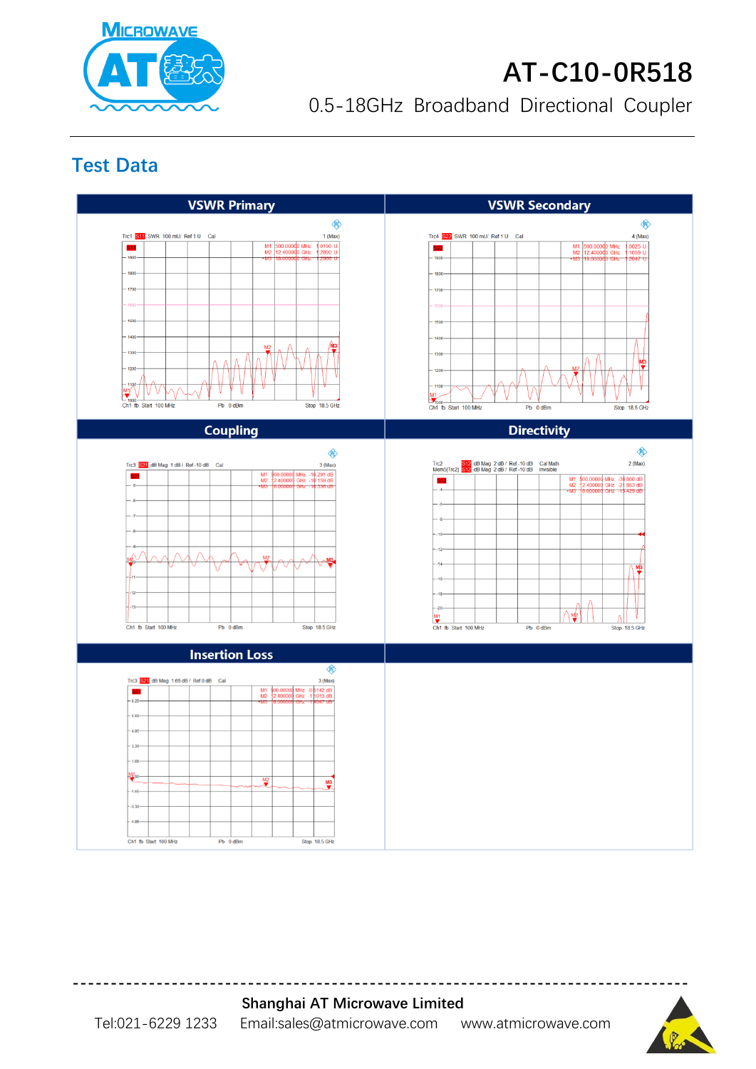# AT-C10-0R518

0.5-18GHz Broadband Directional Coupler

## Test Data

### VSWR Primary

Trc1 S11 SWR 100 mU/ Ref 1 U Cal

1 (Max)

M1 500.000000 MHz 1.0190 U
M2 12.400000 GHz 1.2890 U
M3 18.000000 GHz 1.2906 U

Ch1 fb Start 100 MHz Pb 0 dBm Stop 18.5 GHz

### VSWR Secondary

Trc4 S22 SWR 100 mU/ Ref 1 U Cal

4 (Max)

M1 500.000000 MHz 1.0025 U
M2 12.400000 GHz 1.1659 U
M3 18.000000 GHz 1.2047 U

Ch1 fb Start 100 MHz Pb 0 dBm Stop 18.5 GHz

### Coupling

Trc3 S21 dB Mag 1 dB / Ref -10 dB Cal

3 (Max)

M1 500.000000 MHz -10.291 dB
M2 12.400000 GHz -10.159 dB
M3 18.000000 GHz -10.330 dB

Ch1 fb Start 100 MHz Pb 0 dBm Stop 18.5 GHz

### Directivity

Trc2 S12 dB Mag 2 dB / Ref -10 dB Cal Math
Mem5[Trc2] S12 dB Mag 2 dB / Ref -10 dB Invisible

2 (Max)

M1 500.000000 MHz -36.890 dB
M2 12.400000 GHz -21.863 dB
M3 18.000000 GHz -13.429 dB

Ch1 fb Start 100 MHz Pb 0 dBm Stop 18.5 GHz

### Insertion Loss

Trc3 S21 dB Mag 1.65 dB / Ref 0 dB Cal

3 (Max)

M1 500.000000 MHz -0.1142 dB
M2 12.400000 GHz -1.1013 dB
M3 18.000000 GHz -1.4047 dB

Ch1 fb Start 100 MHz Pb 0 dBm Stop 18.5 GHz

---

**Shanghai AT Microwave Limited**

Tel:021-6229 1233 Email:sales@atmicrowave.com www.atmicrowave.com